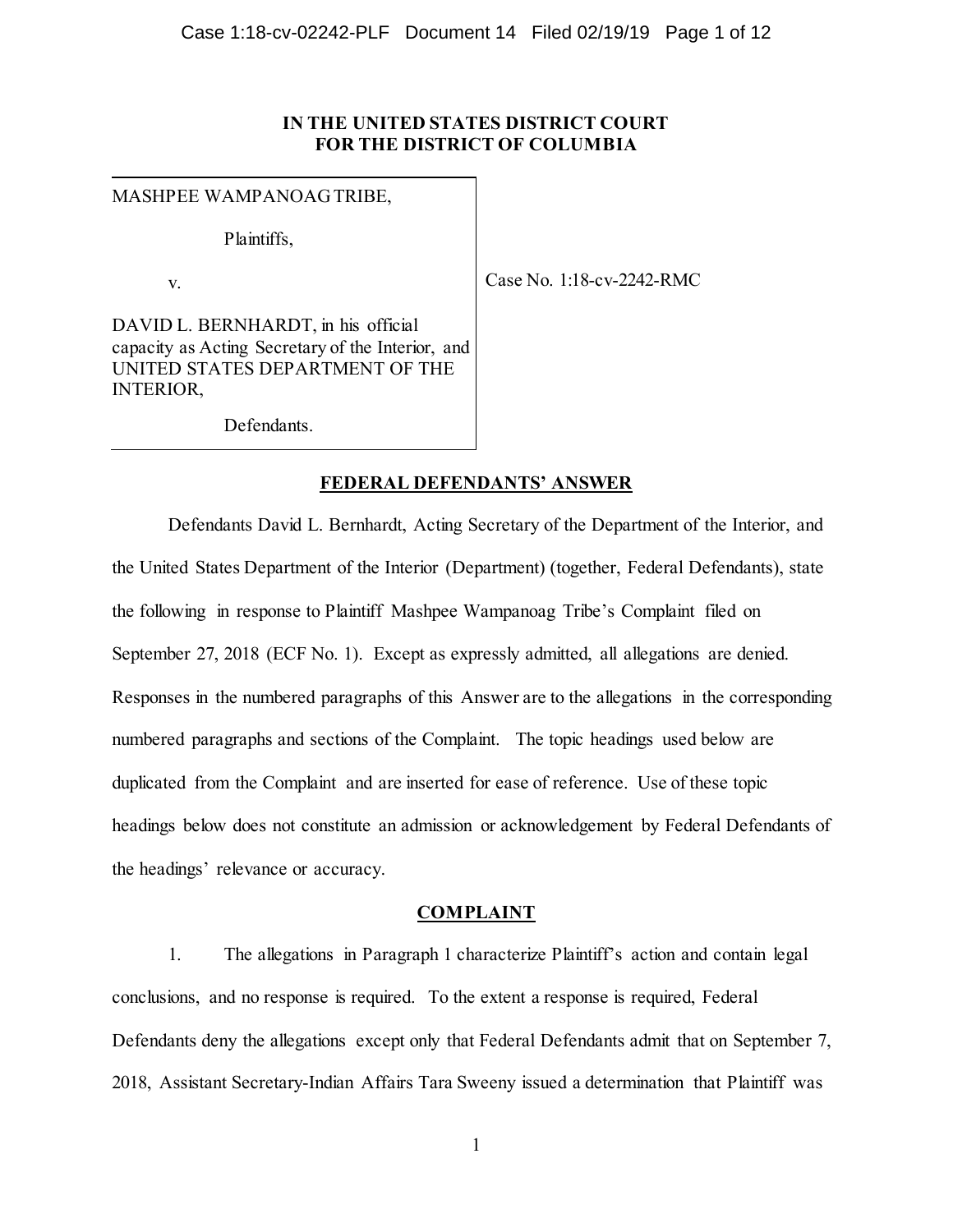**IN THE UNITED STATES DISTRICT COURT**
**FOR THE DISTRICT OF COLUMBIA**

| | |
|---|---|
| MASHPEE WAMPANOAG TRIBE,<br><br>Plaintiffs,<br><br>v.<br><br>DAVID L. BERNHARDT, in his official capacity as Acting Secretary of the Interior, and UNITED STATES DEPARTMENT OF THE INTERIOR,<br><br>Defendants. | Case No. 1:18-cv-2242-RMC |

## FEDERAL DEFENDANTS' ANSWER

Defendants David L. Bernhardt, Acting Secretary of the Department of the Interior, and the United States Department of the Interior (Department) (together, Federal Defendants), state the following in response to Plaintiff Mashpee Wampanoag Tribe's Complaint filed on September 27, 2018 (ECF No. 1). Except as expressly admitted, all allegations are denied. Responses in the numbered paragraphs of this Answer are to the allegations in the corresponding numbered paragraphs and sections of the Complaint. The topic headings used below are duplicated from the Complaint and are inserted for ease of reference. Use of these topic headings below does not constitute an admission or acknowledgement by Federal Defendants of the headings' relevance or accuracy.

## COMPLAINT

1. The allegations in Paragraph 1 characterize Plaintiff's action and contain legal conclusions, and no response is required. To the extent a response is required, Federal Defendants deny the allegations except only that Federal Defendants admit that on September 7, 2018, Assistant Secretary-Indian Affairs Tara Sweeny issued a determination that Plaintiff was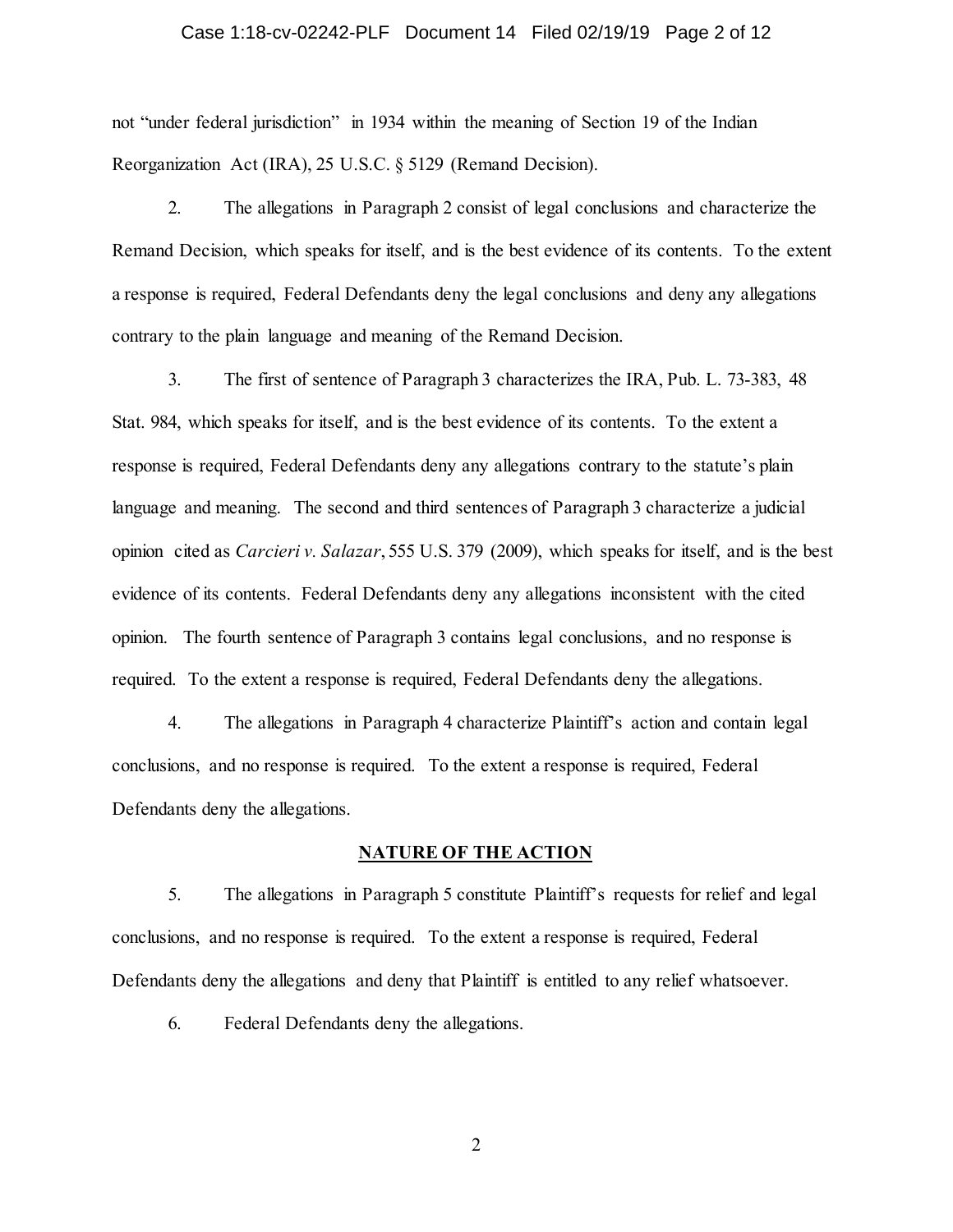not "under federal jurisdiction" in 1934 within the meaning of Section 19 of the Indian Reorganization Act (IRA), 25 U.S.C. § 5129 (Remand Decision).

2. The allegations in Paragraph 2 consist of legal conclusions and characterize the Remand Decision, which speaks for itself, and is the best evidence of its contents. To the extent a response is required, Federal Defendants deny the legal conclusions and deny any allegations contrary to the plain language and meaning of the Remand Decision.

3. The first of sentence of Paragraph 3 characterizes the IRA, Pub. L. 73-383, 48 Stat. 984, which speaks for itself, and is the best evidence of its contents. To the extent a response is required, Federal Defendants deny any allegations contrary to the statute's plain language and meaning. The second and third sentences of Paragraph 3 characterize a judicial opinion cited as *Carcieri v. Salazar*, 555 U.S. 379 (2009), which speaks for itself, and is the best evidence of its contents. Federal Defendants deny any allegations inconsistent with the cited opinion. The fourth sentence of Paragraph 3 contains legal conclusions, and no response is required. To the extent a response is required, Federal Defendants deny the allegations.

4. The allegations in Paragraph 4 characterize Plaintiff's action and contain legal conclusions, and no response is required. To the extent a response is required, Federal Defendants deny the allegations.

## NATURE OF THE ACTION

5. The allegations in Paragraph 5 constitute Plaintiff's requests for relief and legal conclusions, and no response is required. To the extent a response is required, Federal Defendants deny the allegations and deny that Plaintiff is entitled to any relief whatsoever.

6. Federal Defendants deny the allegations.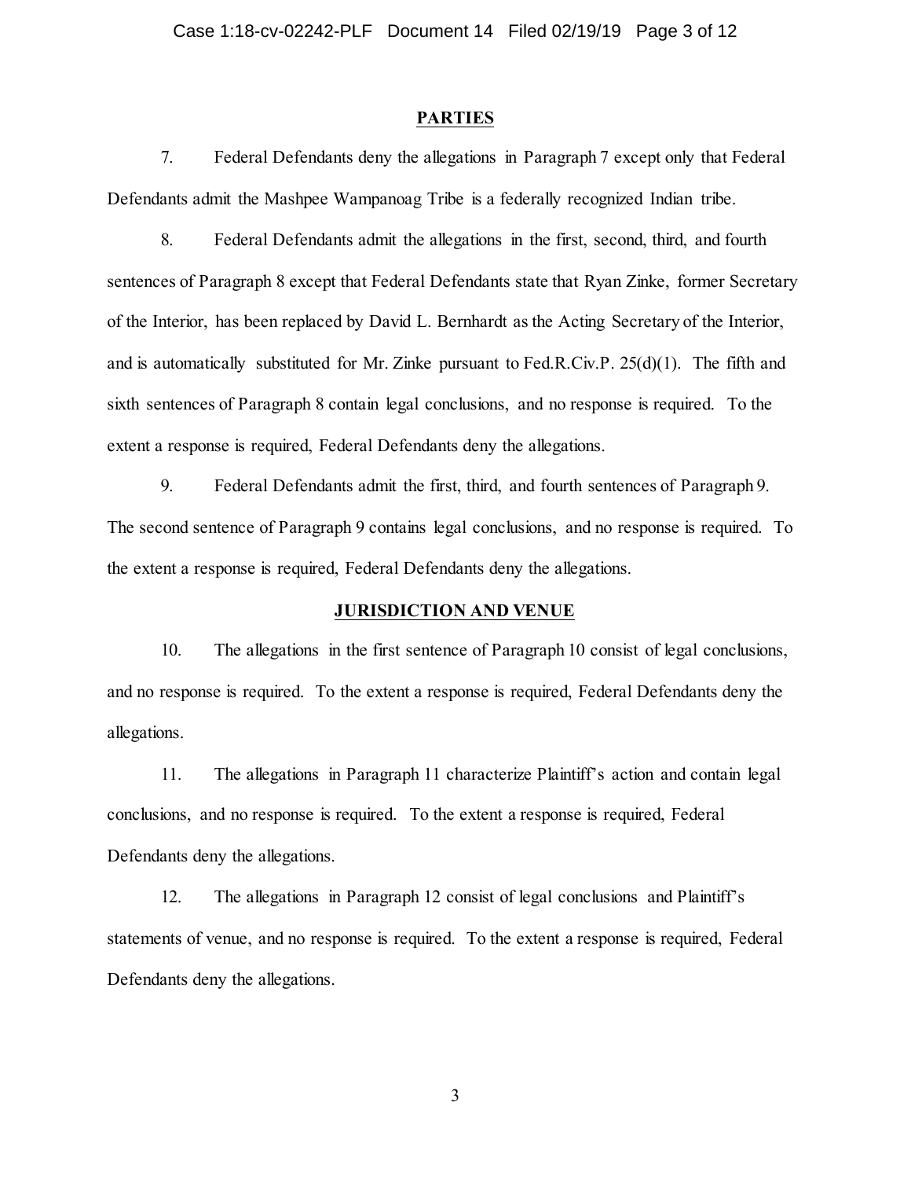## PARTIES

7. Federal Defendants deny the allegations in Paragraph 7 except only that Federal Defendants admit the Mashpee Wampanoag Tribe is a federally recognized Indian tribe.

8. Federal Defendants admit the allegations in the first, second, third, and fourth sentences of Paragraph 8 except that Federal Defendants state that Ryan Zinke, former Secretary of the Interior, has been replaced by David L. Bernhardt as the Acting Secretary of the Interior, and is automatically substituted for Mr. Zinke pursuant to Fed.R.Civ.P. 25(d)(1). The fifth and sixth sentences of Paragraph 8 contain legal conclusions, and no response is required. To the extent a response is required, Federal Defendants deny the allegations.

9. Federal Defendants admit the first, third, and fourth sentences of Paragraph 9. The second sentence of Paragraph 9 contains legal conclusions, and no response is required. To the extent a response is required, Federal Defendants deny the allegations.

## JURISDICTION AND VENUE

10. The allegations in the first sentence of Paragraph 10 consist of legal conclusions, and no response is required. To the extent a response is required, Federal Defendants deny the allegations.

11. The allegations in Paragraph 11 characterize Plaintiff's action and contain legal conclusions, and no response is required. To the extent a response is required, Federal Defendants deny the allegations.

12. The allegations in Paragraph 12 consist of legal conclusions and Plaintiff's statements of venue, and no response is required. To the extent a response is required, Federal Defendants deny the allegations.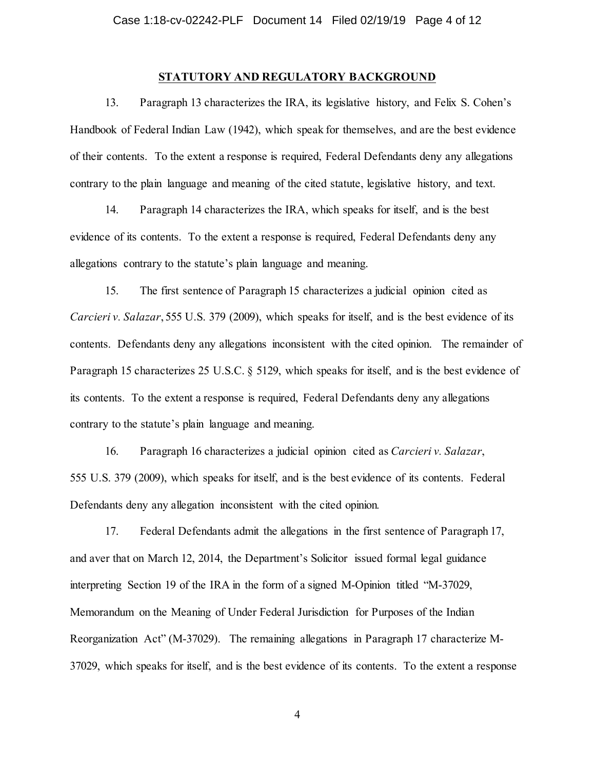## STATUTORY AND REGULATORY BACKGROUND

13. Paragraph 13 characterizes the IRA, its legislative history, and Felix S. Cohen's Handbook of Federal Indian Law (1942), which speak for themselves, and are the best evidence of their contents. To the extent a response is required, Federal Defendants deny any allegations contrary to the plain language and meaning of the cited statute, legislative history, and text.

14. Paragraph 14 characterizes the IRA, which speaks for itself, and is the best evidence of its contents. To the extent a response is required, Federal Defendants deny any allegations contrary to the statute's plain language and meaning.

15. The first sentence of Paragraph 15 characterizes a judicial opinion cited as *Carcieri v. Salazar*, 555 U.S. 379 (2009), which speaks for itself, and is the best evidence of its contents. Defendants deny any allegations inconsistent with the cited opinion. The remainder of Paragraph 15 characterizes 25 U.S.C. § 5129, which speaks for itself, and is the best evidence of its contents. To the extent a response is required, Federal Defendants deny any allegations contrary to the statute's plain language and meaning.

16. Paragraph 16 characterizes a judicial opinion cited as *Carcieri v. Salazar*, 555 U.S. 379 (2009), which speaks for itself, and is the best evidence of its contents. Federal Defendants deny any allegation inconsistent with the cited opinion.

17. Federal Defendants admit the allegations in the first sentence of Paragraph 17, and aver that on March 12, 2014, the Department's Solicitor issued formal legal guidance interpreting Section 19 of the IRA in the form of a signed M-Opinion titled "M-37029, Memorandum on the Meaning of Under Federal Jurisdiction for Purposes of the Indian Reorganization Act" (M-37029). The remaining allegations in Paragraph 17 characterize M-37029, which speaks for itself, and is the best evidence of its contents. To the extent a response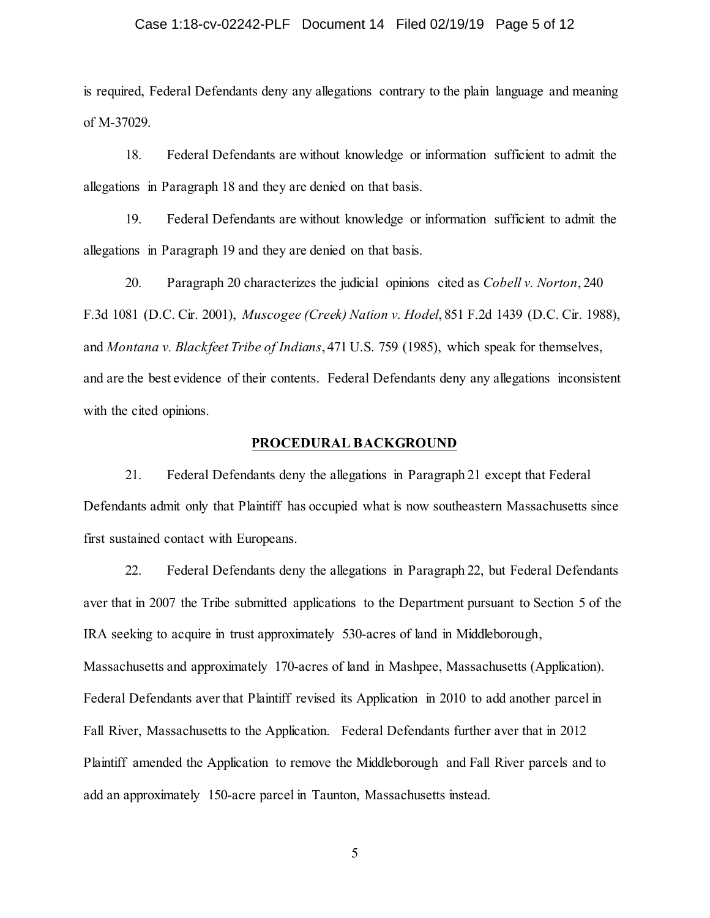is required, Federal Defendants deny any allegations contrary to the plain language and meaning of M-37029.

18. Federal Defendants are without knowledge or information sufficient to admit the allegations in Paragraph 18 and they are denied on that basis.

19. Federal Defendants are without knowledge or information sufficient to admit the allegations in Paragraph 19 and they are denied on that basis.

20. Paragraph 20 characterizes the judicial opinions cited as *Cobell v. Norton*, 240 F.3d 1081 (D.C. Cir. 2001), *Muscogee (Creek) Nation v. Hodel*, 851 F.2d 1439 (D.C. Cir. 1988), and *Montana v. Blackfeet Tribe of Indians*, 471 U.S. 759 (1985), which speak for themselves, and are the best evidence of their contents. Federal Defendants deny any allegations inconsistent with the cited opinions.

## PROCEDURAL BACKGROUND

21. Federal Defendants deny the allegations in Paragraph 21 except that Federal Defendants admit only that Plaintiff has occupied what is now southeastern Massachusetts since first sustained contact with Europeans.

22. Federal Defendants deny the allegations in Paragraph 22, but Federal Defendants aver that in 2007 the Tribe submitted applications to the Department pursuant to Section 5 of the IRA seeking to acquire in trust approximately 530-acres of land in Middleborough, Massachusetts and approximately 170-acres of land in Mashpee, Massachusetts (Application). Federal Defendants aver that Plaintiff revised its Application in 2010 to add another parcel in Fall River, Massachusetts to the Application. Federal Defendants further aver that in 2012 Plaintiff amended the Application to remove the Middleborough and Fall River parcels and to add an approximately 150-acre parcel in Taunton, Massachusetts instead.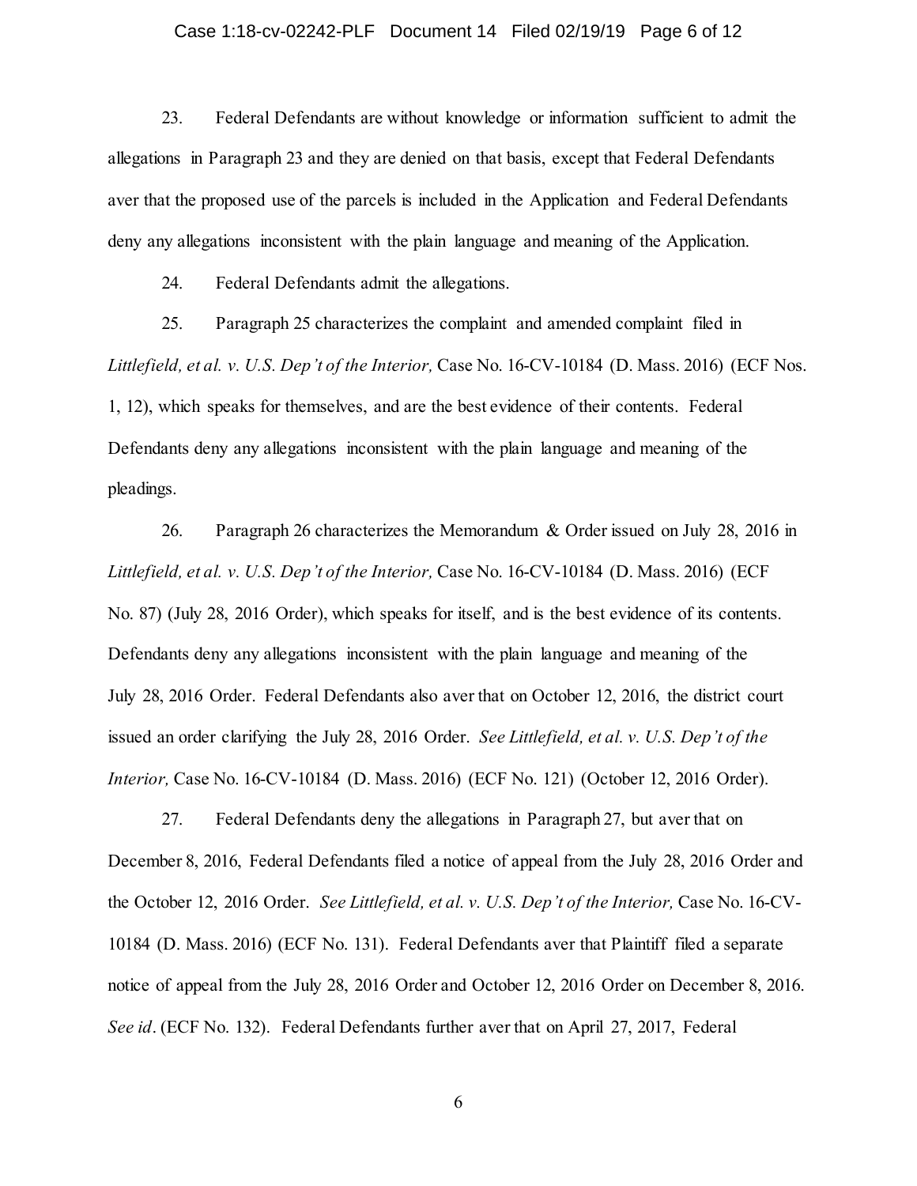23. Federal Defendants are without knowledge or information sufficient to admit the allegations in Paragraph 23 and they are denied on that basis, except that Federal Defendants aver that the proposed use of the parcels is included in the Application and Federal Defendants deny any allegations inconsistent with the plain language and meaning of the Application.

24. Federal Defendants admit the allegations.

25. Paragraph 25 characterizes the complaint and amended complaint filed in *Littlefield, et al. v. U.S. Dep't of the Interior,* Case No. 16-CV-10184 (D. Mass. 2016) (ECF Nos. 1, 12), which speaks for themselves, and are the best evidence of their contents. Federal Defendants deny any allegations inconsistent with the plain language and meaning of the pleadings.

26. Paragraph 26 characterizes the Memorandum & Order issued on July 28, 2016 in *Littlefield, et al. v. U.S. Dep't of the Interior,* Case No. 16-CV-10184 (D. Mass. 2016) (ECF No. 87) (July 28, 2016 Order), which speaks for itself, and is the best evidence of its contents. Defendants deny any allegations inconsistent with the plain language and meaning of the July 28, 2016 Order. Federal Defendants also aver that on October 12, 2016, the district court issued an order clarifying the July 28, 2016 Order. *See Littlefield, et al. v. U.S. Dep't of the Interior,* Case No. 16-CV-10184 (D. Mass. 2016) (ECF No. 121) (October 12, 2016 Order).

27. Federal Defendants deny the allegations in Paragraph 27, but aver that on December 8, 2016, Federal Defendants filed a notice of appeal from the July 28, 2016 Order and the October 12, 2016 Order. *See Littlefield, et al. v. U.S. Dep't of the Interior,* Case No. 16-CV-10184 (D. Mass. 2016) (ECF No. 131). Federal Defendants aver that Plaintiff filed a separate notice of appeal from the July 28, 2016 Order and October 12, 2016 Order on December 8, 2016. *See id*. (ECF No. 132). Federal Defendants further aver that on April 27, 2017, Federal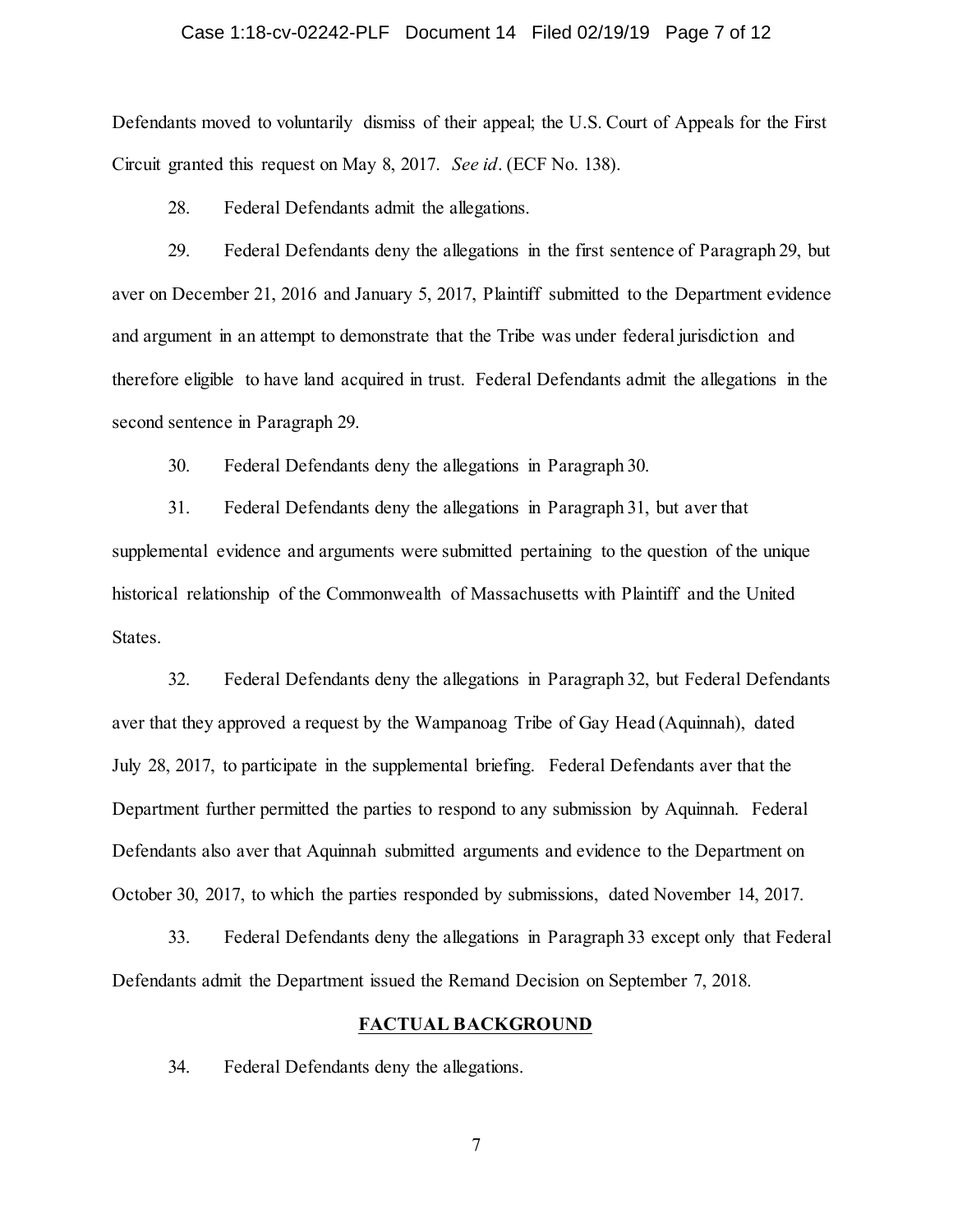Defendants moved to voluntarily dismiss of their appeal; the U.S. Court of Appeals for the First Circuit granted this request on May 8, 2017. *See id*. (ECF No. 138).

28. Federal Defendants admit the allegations.

29. Federal Defendants deny the allegations in the first sentence of Paragraph 29, but aver on December 21, 2016 and January 5, 2017, Plaintiff submitted to the Department evidence and argument in an attempt to demonstrate that the Tribe was under federal jurisdiction and therefore eligible to have land acquired in trust. Federal Defendants admit the allegations in the second sentence in Paragraph 29.

30. Federal Defendants deny the allegations in Paragraph 30.

31. Federal Defendants deny the allegations in Paragraph 31, but aver that supplemental evidence and arguments were submitted pertaining to the question of the unique historical relationship of the Commonwealth of Massachusetts with Plaintiff and the United States.

32. Federal Defendants deny the allegations in Paragraph 32, but Federal Defendants aver that they approved a request by the Wampanoag Tribe of Gay Head (Aquinnah), dated July 28, 2017, to participate in the supplemental briefing. Federal Defendants aver that the Department further permitted the parties to respond to any submission by Aquinnah. Federal Defendants also aver that Aquinnah submitted arguments and evidence to the Department on October 30, 2017, to which the parties responded by submissions, dated November 14, 2017.

33. Federal Defendants deny the allegations in Paragraph 33 except only that Federal Defendants admit the Department issued the Remand Decision on September 7, 2018.

## FACTUAL BACKGROUND

34. Federal Defendants deny the allegations.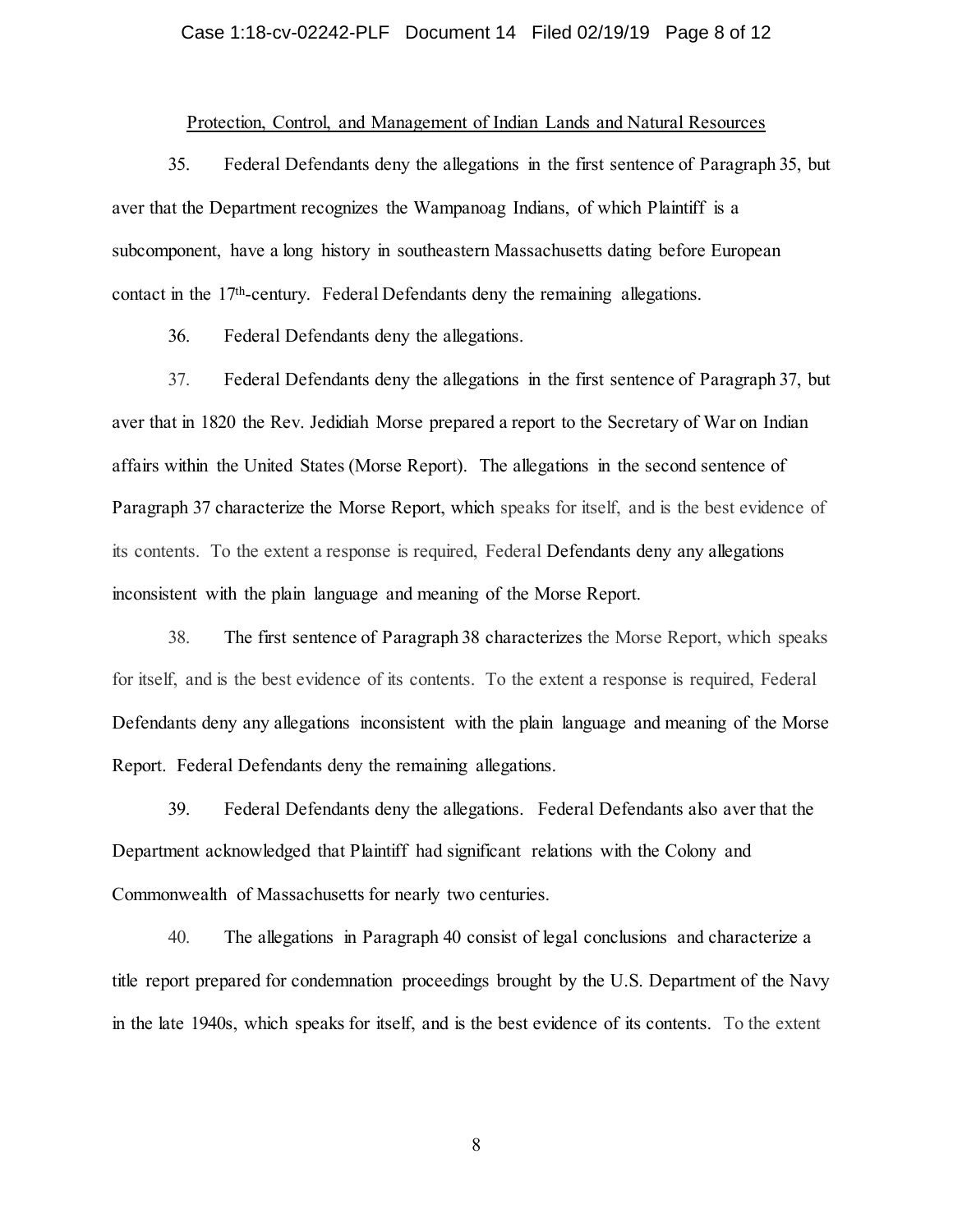Protection, Control, and Management of Indian Lands and Natural Resources

35. Federal Defendants deny the allegations in the first sentence of Paragraph 35, but aver that the Department recognizes the Wampanoag Indians, of which Plaintiff is a subcomponent, have a long history in southeastern Massachusetts dating before European contact in the 17th-century. Federal Defendants deny the remaining allegations.

36. Federal Defendants deny the allegations.

37. Federal Defendants deny the allegations in the first sentence of Paragraph 37, but aver that in 1820 the Rev. Jedidiah Morse prepared a report to the Secretary of War on Indian affairs within the United States (Morse Report). The allegations in the second sentence of Paragraph 37 characterize the Morse Report, which speaks for itself, and is the best evidence of its contents. To the extent a response is required, Federal Defendants deny any allegations inconsistent with the plain language and meaning of the Morse Report.

38. The first sentence of Paragraph 38 characterizes the Morse Report, which speaks for itself, and is the best evidence of its contents. To the extent a response is required, Federal Defendants deny any allegations inconsistent with the plain language and meaning of the Morse Report. Federal Defendants deny the remaining allegations.

39. Federal Defendants deny the allegations. Federal Defendants also aver that the Department acknowledged that Plaintiff had significant relations with the Colony and Commonwealth of Massachusetts for nearly two centuries.

40. The allegations in Paragraph 40 consist of legal conclusions and characterize a title report prepared for condemnation proceedings brought by the U.S. Department of the Navy in the late 1940s, which speaks for itself, and is the best evidence of its contents. To the extent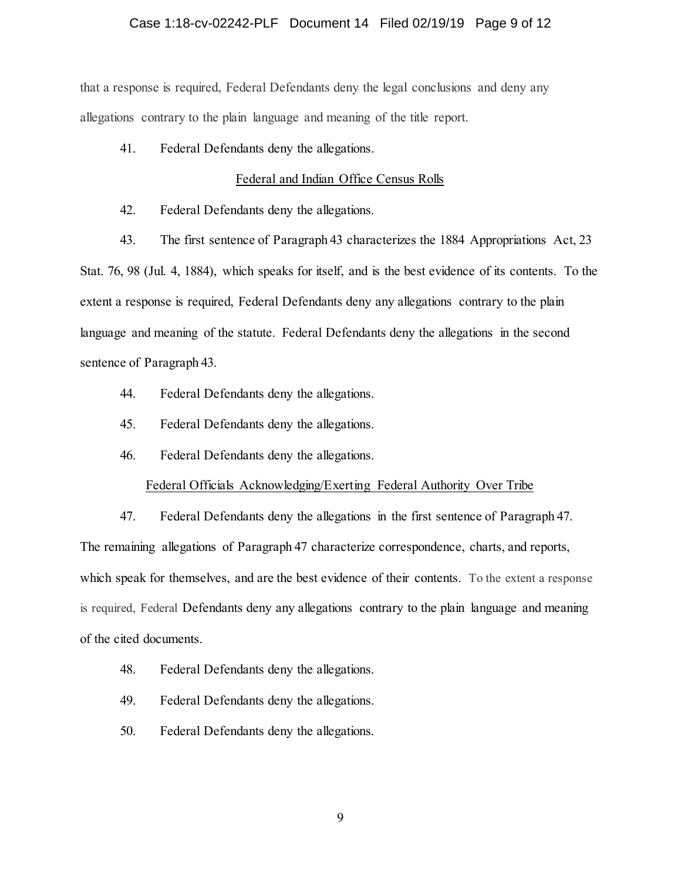that a response is required, Federal Defendants deny the legal conclusions and deny any allegations contrary to the plain language and meaning of the title report.

41. Federal Defendants deny the allegations.

<u>Federal and Indian Office Census Rolls</u>

42. Federal Defendants deny the allegations.

43. The first sentence of Paragraph 43 characterizes the 1884 Appropriations Act, 23 Stat. 76, 98 (Jul. 4, 1884), which speaks for itself, and is the best evidence of its contents. To the extent a response is required, Federal Defendants deny any allegations contrary to the plain language and meaning of the statute. Federal Defendants deny the allegations in the second sentence of Paragraph 43.

44. Federal Defendants deny the allegations.

45. Federal Defendants deny the allegations.

46. Federal Defendants deny the allegations.

<u>Federal Officials Acknowledging/Exerting Federal Authority Over Tribe</u>

47. Federal Defendants deny the allegations in the first sentence of Paragraph 47. The remaining allegations of Paragraph 47 characterize correspondence, charts, and reports, which speak for themselves, and are the best evidence of their contents. To the extent a response is required, Federal Defendants deny any allegations contrary to the plain language and meaning of the cited documents.

48. Federal Defendants deny the allegations.

49. Federal Defendants deny the allegations.

50. Federal Defendants deny the allegations.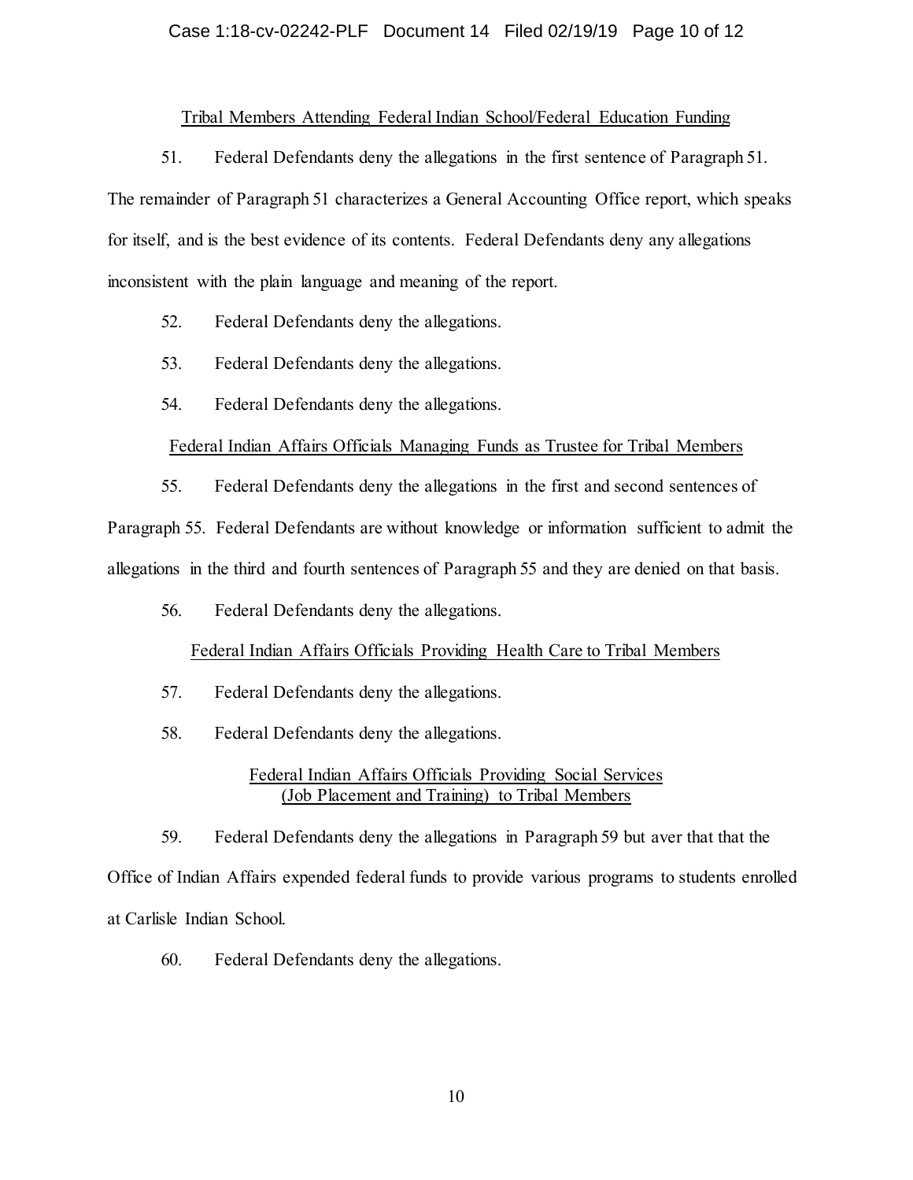Tribal Members Attending Federal Indian School/Federal Education Funding

51. Federal Defendants deny the allegations in the first sentence of Paragraph 51. The remainder of Paragraph 51 characterizes a General Accounting Office report, which speaks for itself, and is the best evidence of its contents. Federal Defendants deny any allegations inconsistent with the plain language and meaning of the report.

52. Federal Defendants deny the allegations.

53. Federal Defendants deny the allegations.

54. Federal Defendants deny the allegations.

Federal Indian Affairs Officials Managing Funds as Trustee for Tribal Members

55. Federal Defendants deny the allegations in the first and second sentences of Paragraph 55. Federal Defendants are without knowledge or information sufficient to admit the allegations in the third and fourth sentences of Paragraph 55 and they are denied on that basis.

56. Federal Defendants deny the allegations.

Federal Indian Affairs Officials Providing Health Care to Tribal Members

57. Federal Defendants deny the allegations.

58. Federal Defendants deny the allegations.

Federal Indian Affairs Officials Providing Social Services
(Job Placement and Training) to Tribal Members

59. Federal Defendants deny the allegations in Paragraph 59 but aver that that the Office of Indian Affairs expended federal funds to provide various programs to students enrolled at Carlisle Indian School.

60. Federal Defendants deny the allegations.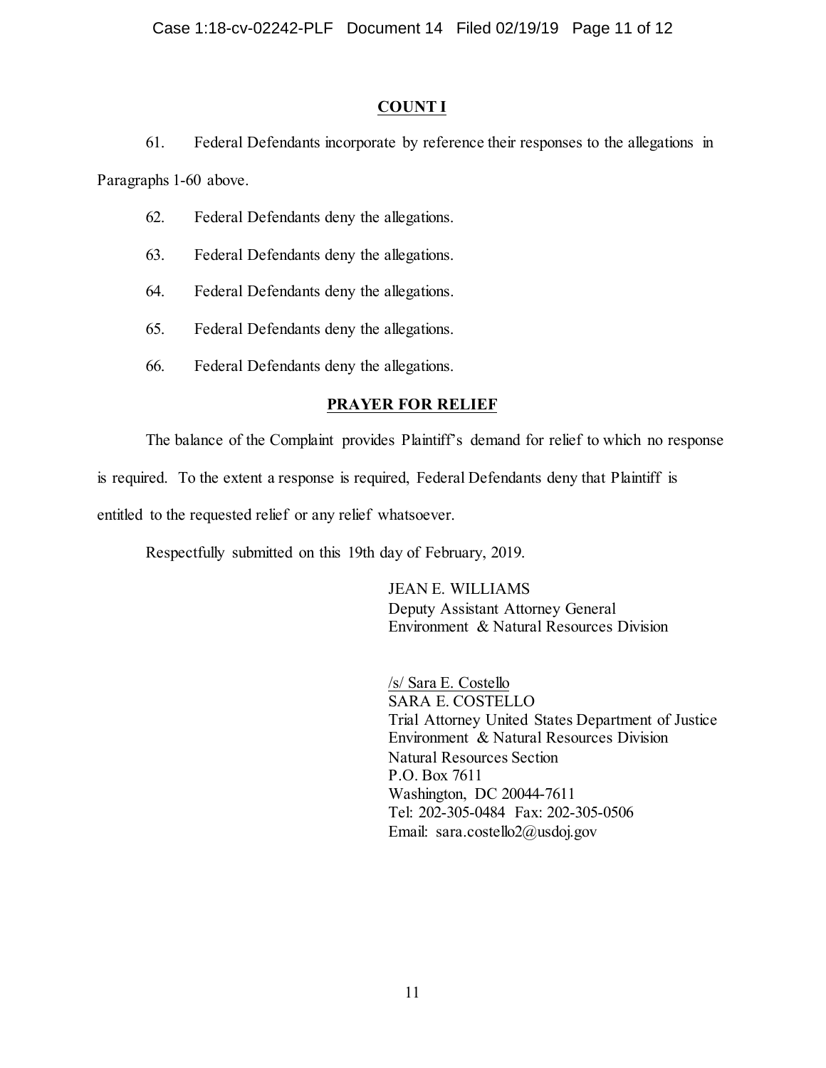## COUNT I

61. Federal Defendants incorporate by reference their responses to the allegations in Paragraphs 1-60 above.

62. Federal Defendants deny the allegations.

63. Federal Defendants deny the allegations.

64. Federal Defendants deny the allegations.

65. Federal Defendants deny the allegations.

66. Federal Defendants deny the allegations.

## PRAYER FOR RELIEF

The balance of the Complaint provides Plaintiff's demand for relief to which no response is required. To the extent a response is required, Federal Defendants deny that Plaintiff is entitled to the requested relief or any relief whatsoever.

Respectfully submitted on this 19th day of February, 2019.

JEAN E. WILLIAMS
Deputy Assistant Attorney General
Environment & Natural Resources Division

/s/ Sara E. Costello
SARA E. COSTELLO
Trial Attorney United States Department of Justice
Environment & Natural Resources Division
Natural Resources Section
P.O. Box 7611
Washington, DC 20044-7611
Tel: 202-305-0484 Fax: 202-305-0506
Email: sara.costello2@usdoj.gov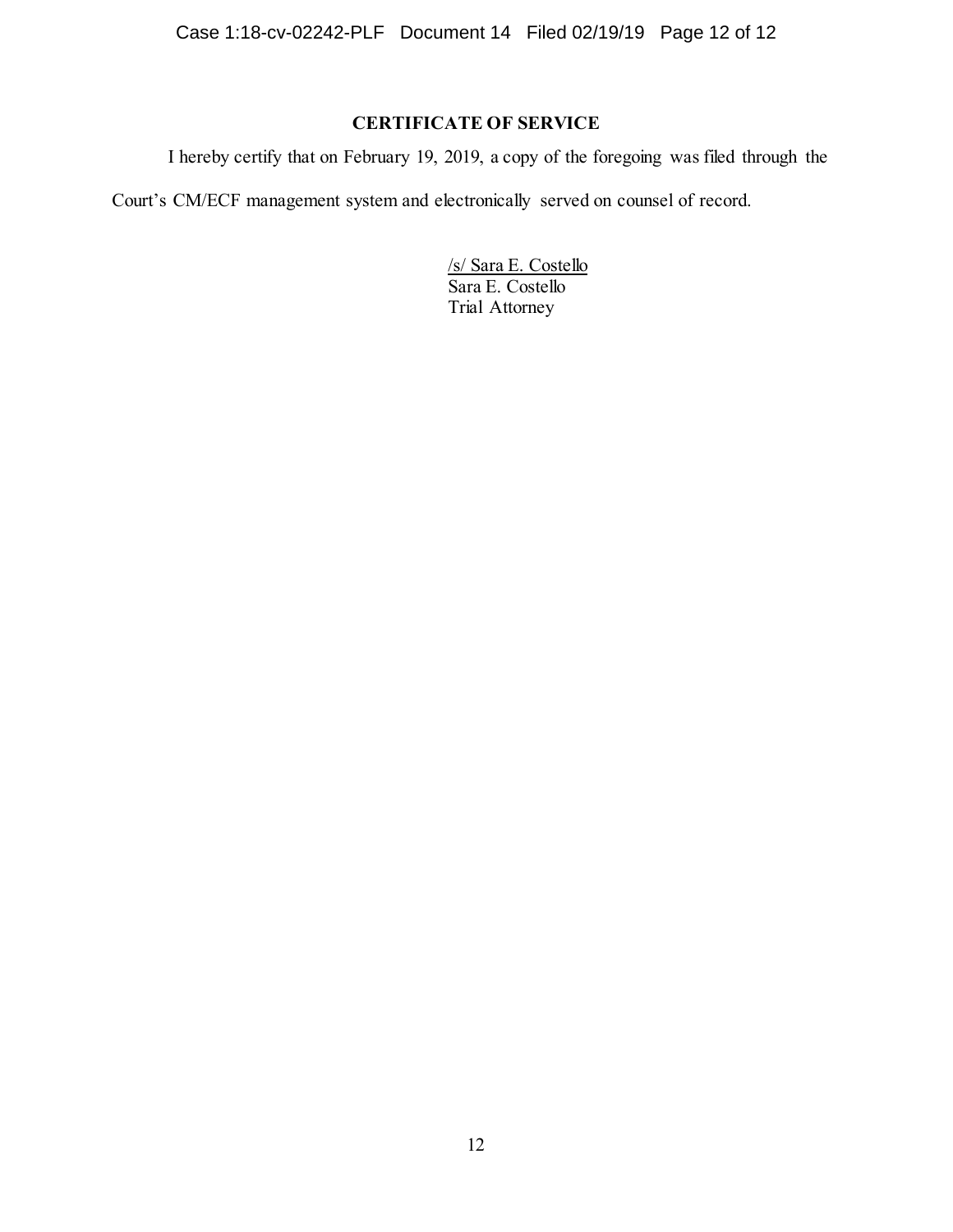## CERTIFICATE OF SERVICE

I hereby certify that on February 19, 2019, a copy of the foregoing was filed through the Court's CM/ECF management system and electronically served on counsel of record.

/s/ Sara E. Costello  
Sara E. Costello  
Trial Attorney